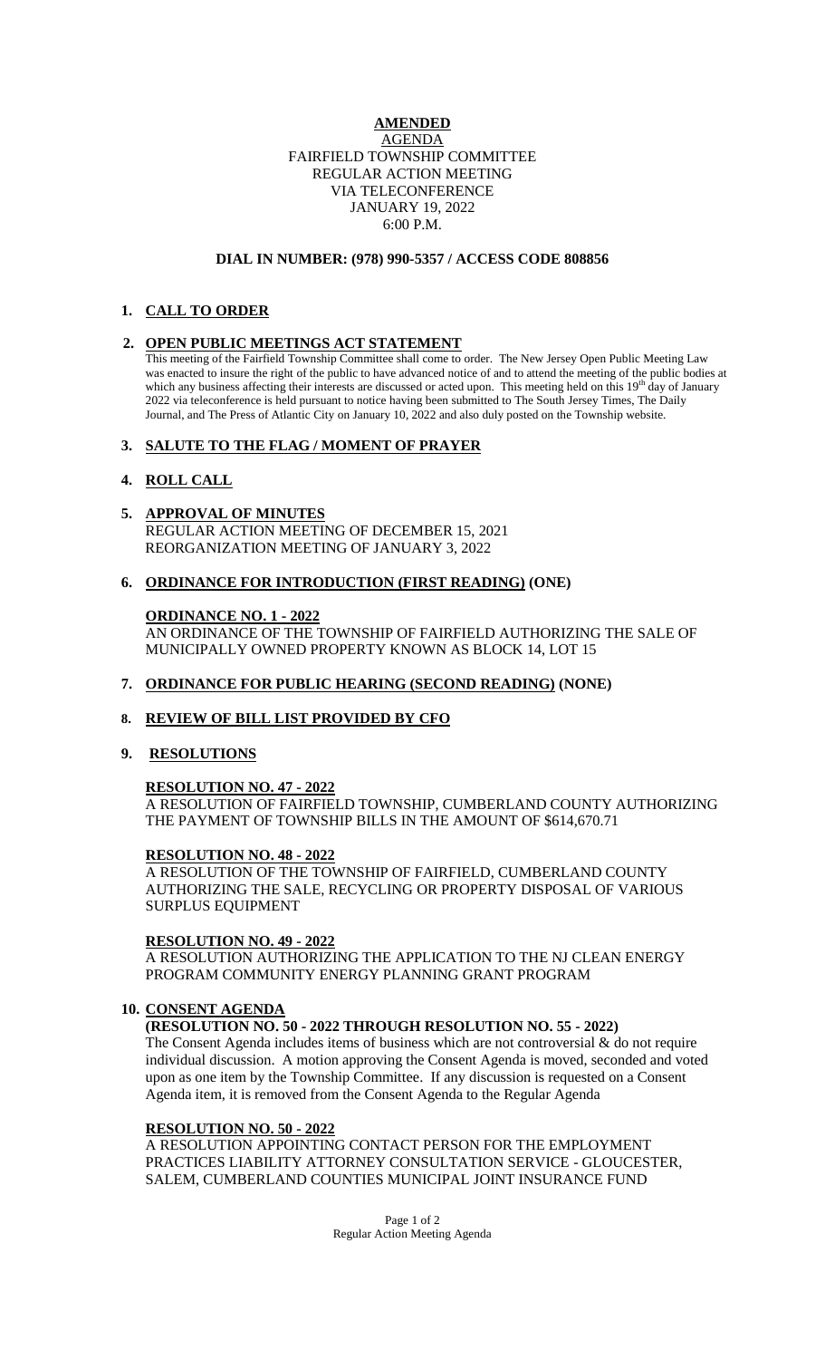**AMENDED**

AGENDA
FAIRFIELD TOWNSHIP COMMITTEE
REGULAR ACTION MEETING
VIA TELECONFERENCE
JANUARY 19, 2022
6:00 P.M.

**DIAL IN NUMBER: (978) 990-5357 / ACCESS CODE 808856**

1. **CALL TO ORDER**

2. **OPEN PUBLIC MEETINGS ACT STATEMENT**

   This meeting of the Fairfield Township Committee shall come to order. The New Jersey Open Public Meeting Law was enacted to insure the right of the public to have advanced notice of and to attend the meeting of the public bodies at which any business affecting their interests are discussed or acted upon. This meeting held on this 19th day of January 2022 via teleconference is held pursuant to notice having been submitted to The South Jersey Times, The Daily Journal, and The Press of Atlantic City on January 10, 2022 and also duly posted on the Township website.

3. **SALUTE TO THE FLAG / MOMENT OF PRAYER**

4. **ROLL CALL**

5. **APPROVAL OF MINUTES**

   REGULAR ACTION MEETING OF DECEMBER 15, 2021
   REORGANIZATION MEETING OF JANUARY 3, 2022

6. **ORDINANCE FOR INTRODUCTION (FIRST READING) (ONE)**

   **ORDINANCE NO. 1 - 2022**
   AN ORDINANCE OF THE TOWNSHIP OF FAIRFIELD AUTHORIZING THE SALE OF MUNICIPALLY OWNED PROPERTY KNOWN AS BLOCK 14, LOT 15

7. **ORDINANCE FOR PUBLIC HEARING (SECOND READING) (NONE)**

8. **REVIEW OF BILL LIST PROVIDED BY CFO**

9. **RESOLUTIONS**

   **RESOLUTION NO. 47 - 2022**
   A RESOLUTION OF FAIRFIELD TOWNSHIP, CUMBERLAND COUNTY AUTHORIZING THE PAYMENT OF TOWNSHIP BILLS IN THE AMOUNT OF $614,670.71

   **RESOLUTION NO. 48 - 2022**
   A RESOLUTION OF THE TOWNSHIP OF FAIRFIELD, CUMBERLAND COUNTY AUTHORIZING THE SALE, RECYCLING OR PROPERTY DISPOSAL OF VARIOUS SURPLUS EQUIPMENT

   **RESOLUTION NO. 49 - 2022**
   A RESOLUTION AUTHORIZING THE APPLICATION TO THE NJ CLEAN ENERGY PROGRAM COMMUNITY ENERGY PLANNING GRANT PROGRAM

10. **CONSENT AGENDA**

    **(RESOLUTION NO. 50 - 2022 THROUGH RESOLUTION NO. 55 - 2022)**

    The Consent Agenda includes items of business which are not controversial & do not require individual discussion. A motion approving the Consent Agenda is moved, seconded and voted upon as one item by the Township Committee. If any discussion is requested on a Consent Agenda item, it is removed from the Consent Agenda to the Regular Agenda

    **RESOLUTION NO. 50 - 2022**
    A RESOLUTION APPOINTING CONTACT PERSON FOR THE EMPLOYMENT PRACTICES LIABILITY ATTORNEY CONSULTATION SERVICE - GLOUCESTER, SALEM, CUMBERLAND COUNTIES MUNICIPAL JOINT INSURANCE FUND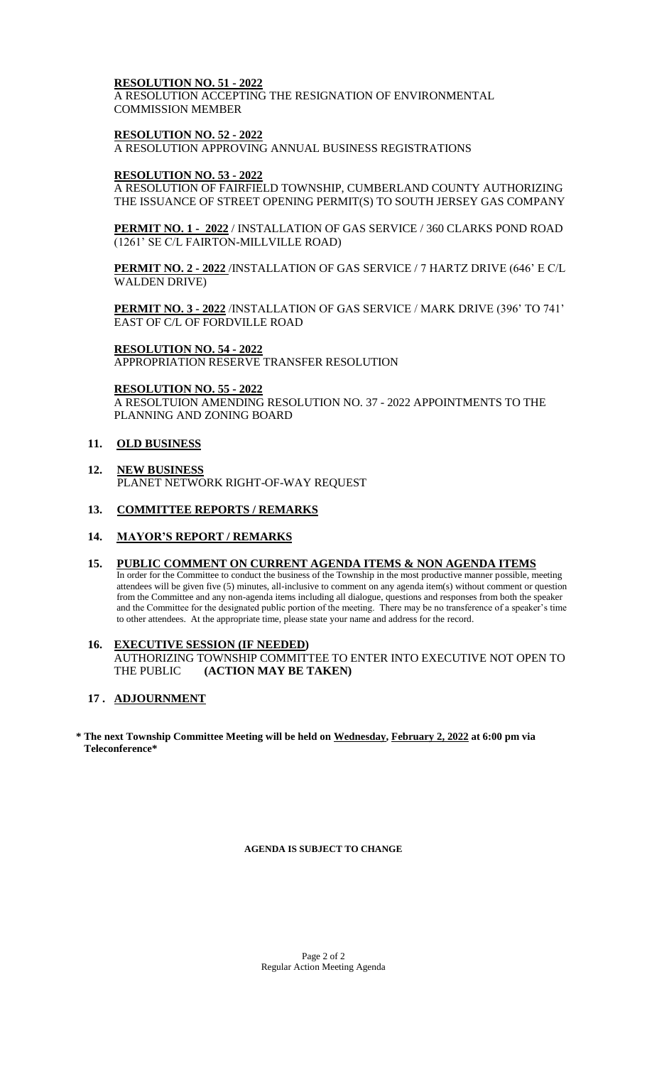**RESOLUTION NO. 51 - 2022**
A RESOLUTION ACCEPTING THE RESIGNATION OF ENVIRONMENTAL COMMISSION MEMBER

**RESOLUTION NO. 52 - 2022**
A RESOLUTION APPROVING ANNUAL BUSINESS REGISTRATIONS

**RESOLUTION NO. 53 - 2022**
A RESOLUTION OF FAIRFIELD TOWNSHIP, CUMBERLAND COUNTY AUTHORIZING THE ISSUANCE OF STREET OPENING PERMIT(S) TO SOUTH JERSEY GAS COMPANY

**PERMIT NO. 1 - 2022** / INSTALLATION OF GAS SERVICE / 360 CLARKS POND ROAD (1261' SE C/L FAIRTON-MILLVILLE ROAD)

**PERMIT NO. 2 - 2022** /INSTALLATION OF GAS SERVICE / 7 HARTZ DRIVE (646' E C/L WALDEN DRIVE)

**PERMIT NO. 3 - 2022** /INSTALLATION OF GAS SERVICE / MARK DRIVE (396' TO 741' EAST OF C/L OF FORDVILLE ROAD

**RESOLUTION NO. 54 - 2022**
APPROPRIATION RESERVE TRANSFER RESOLUTION

**RESOLUTION NO. 55 - 2022**
A RESOLTUION AMENDING RESOLUTION NO. 37 - 2022 APPOINTMENTS TO THE PLANNING AND ZONING BOARD

**11. OLD BUSINESS**

**12. NEW BUSINESS**
PLANET NETWORK RIGHT-OF-WAY REQUEST

**13. COMMITTEE REPORTS / REMARKS**

**14. MAYOR'S REPORT / REMARKS**

**15. PUBLIC COMMENT ON CURRENT AGENDA ITEMS & NON AGENDA ITEMS**
In order for the Committee to conduct the business of the Township in the most productive manner possible, meeting attendees will be given five (5) minutes, all-inclusive to comment on any agenda item(s) without comment or question from the Committee and any non-agenda items including all dialogue, questions and responses from both the speaker and the Committee for the designated public portion of the meeting. There may be no transference of a speaker's time to other attendees. At the appropriate time, please state your name and address for the record.

**16. EXECUTIVE SESSION (IF NEEDED)**
AUTHORIZING TOWNSHIP COMMITTEE TO ENTER INTO EXECUTIVE NOT OPEN TO THE PUBLIC **(ACTION MAY BE TAKEN)**

**17 . ADJOURNMENT**

**\* The next Township Committee Meeting will be held on Wednesday, February 2, 2022 at 6:00 pm via Teleconference\***

**AGENDA IS SUBJECT TO CHANGE**

Regular Action Meeting Agenda